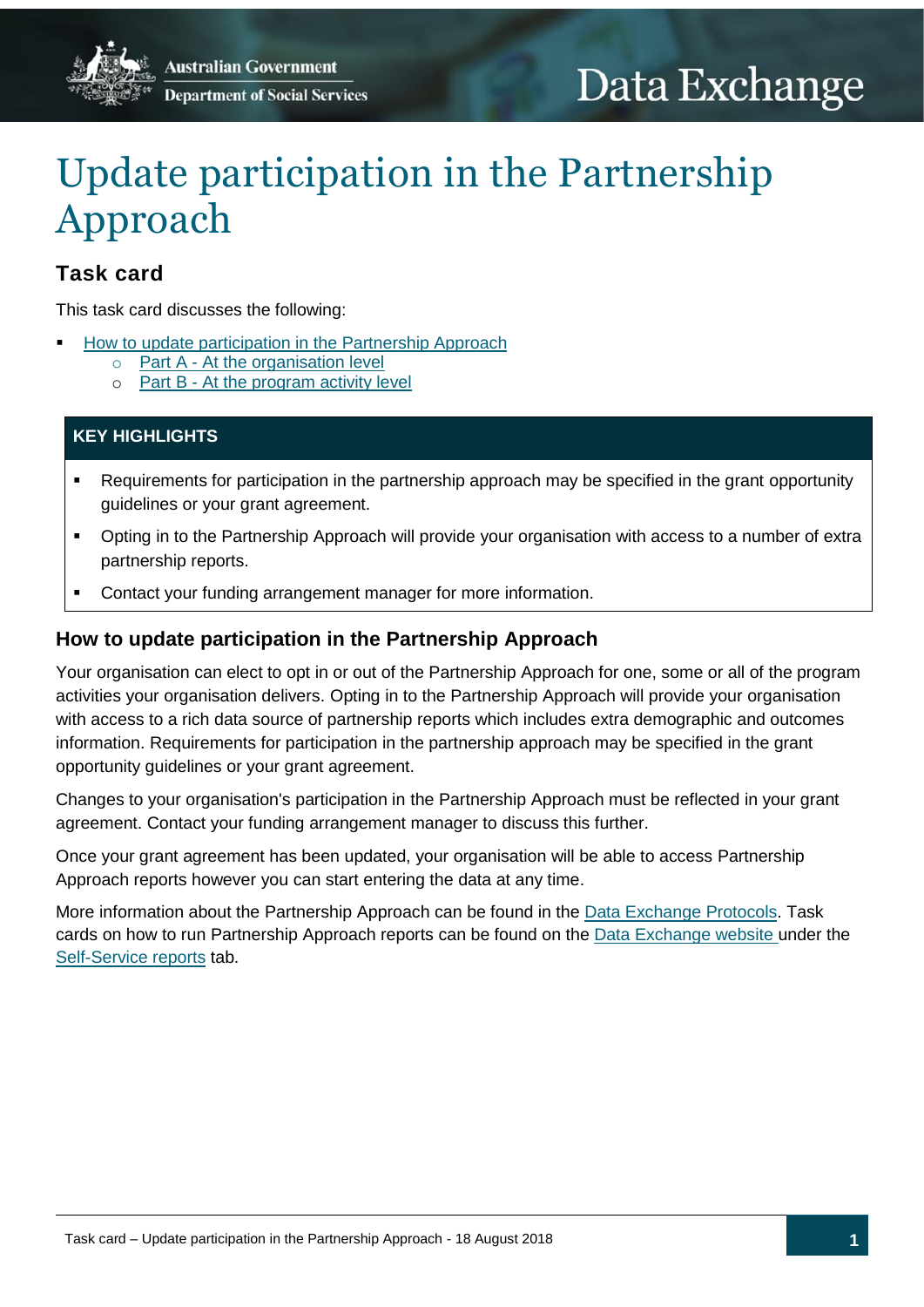# Update participation in the Partnership Approach

## Task card

This task card discusses the following:

- How to update participation in the Partnership Approach
    - Part A - At the organisation level
    - Part B - At the program activity level

**KEY HIGHLIGHTS**

- Requirements for participation in the partnership approach may be specified in the grant opportunity guidelines or your grant agreement.
- Opting in to the Partnership Approach will provide your organisation with access to a number of extra partnership reports.
- Contact your funding arrangement manager for more information.

### How to update participation in the Partnership Approach

Your organisation can elect to opt in or out of the Partnership Approach for one, some or all of the program activities your organisation delivers. Opting in to the Partnership Approach will provide your organisation with access to a rich data source of partnership reports which includes extra demographic and outcomes information. Requirements for participation in the partnership approach may be specified in the grant opportunity guidelines or your grant agreement.

Changes to your organisation's participation in the Partnership Approach must be reflected in your grant agreement. Contact your funding arrangement manager to discuss this further.

Once your grant agreement has been updated, your organisation will be able to access Partnership Approach reports however you can start entering the data at any time.

More information about the Partnership Approach can be found in the Data Exchange Protocols. Task cards on how to run Partnership Approach reports can be found on the Data Exchange website under the Self-Service reports tab.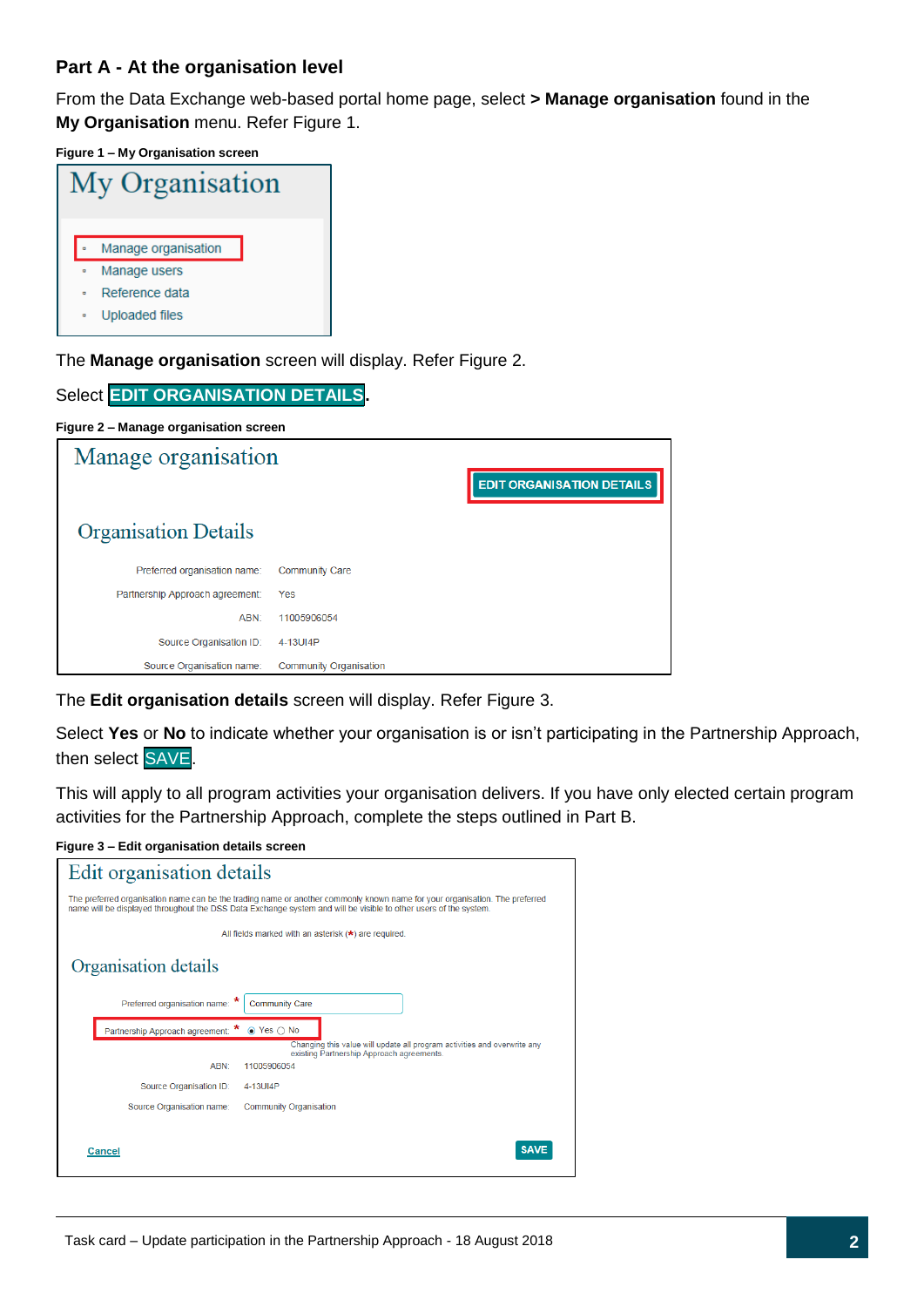### Part A - At the organisation level

From the Data Exchange web-based portal home page, select **> Manage organisation** found in the **My Organisation** menu. Refer Figure 1.

**Figure 1 – My Organisation screen**

The **Manage organisation** screen will display. Refer Figure 2.

Select **EDIT ORGANISATION DETAILS**.

**Figure 2 – Manage organisation screen**

The **Edit organisation details** screen will display. Refer Figure 3.

Select **Yes** or **No** to indicate whether your organisation is or isn't participating in the Partnership Approach, then select SAVE.

This will apply to all program activities your organisation delivers. If you have only elected certain program activities for the Partnership Approach, complete the steps outlined in Part B.

**Figure 3 – Edit organisation details screen**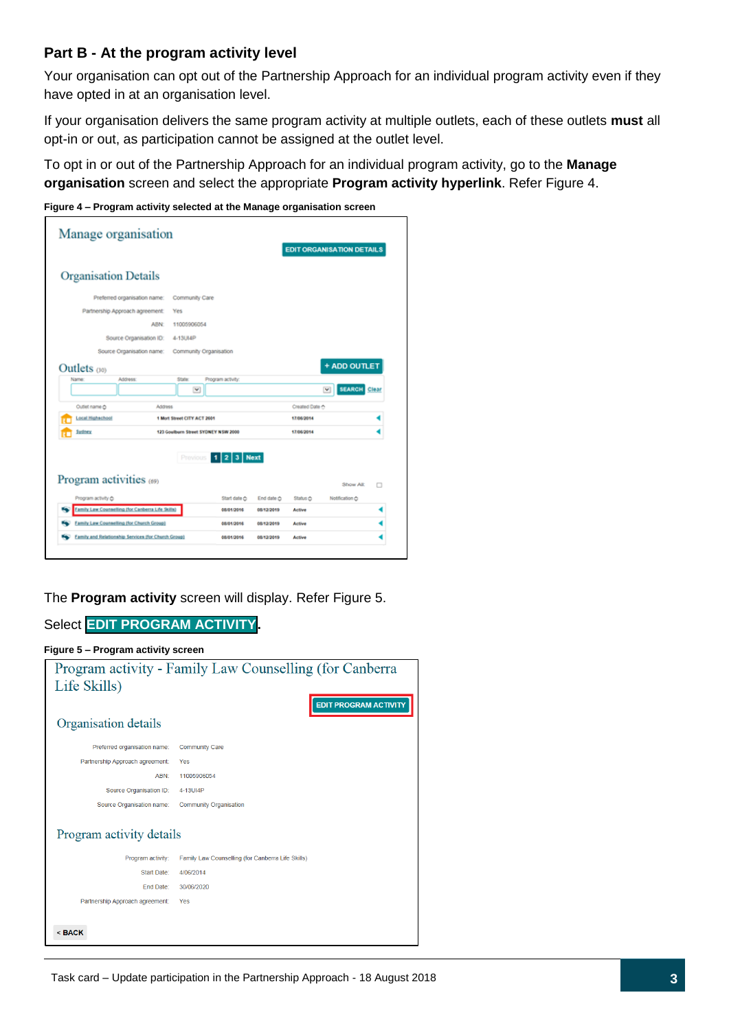### Part B - At the program activity level

Your organisation can opt out of the Partnership Approach for an individual program activity even if they have opted in at an organisation level.

If your organisation delivers the same program activity at multiple outlets, each of these outlets **must** all opt-in or out, as participation cannot be assigned at the outlet level.

To opt in or out of the Partnership Approach for an individual program activity, go to the **Manage organisation** screen and select the appropriate **Program activity hyperlink**. Refer Figure 4.

**Figure 4 – Program activity selected at the Manage organisation screen**

The **Program activity** screen will display. Refer Figure 5.

Select **EDIT PROGRAM ACTIVITY**.

**Figure 5 – Program activity screen**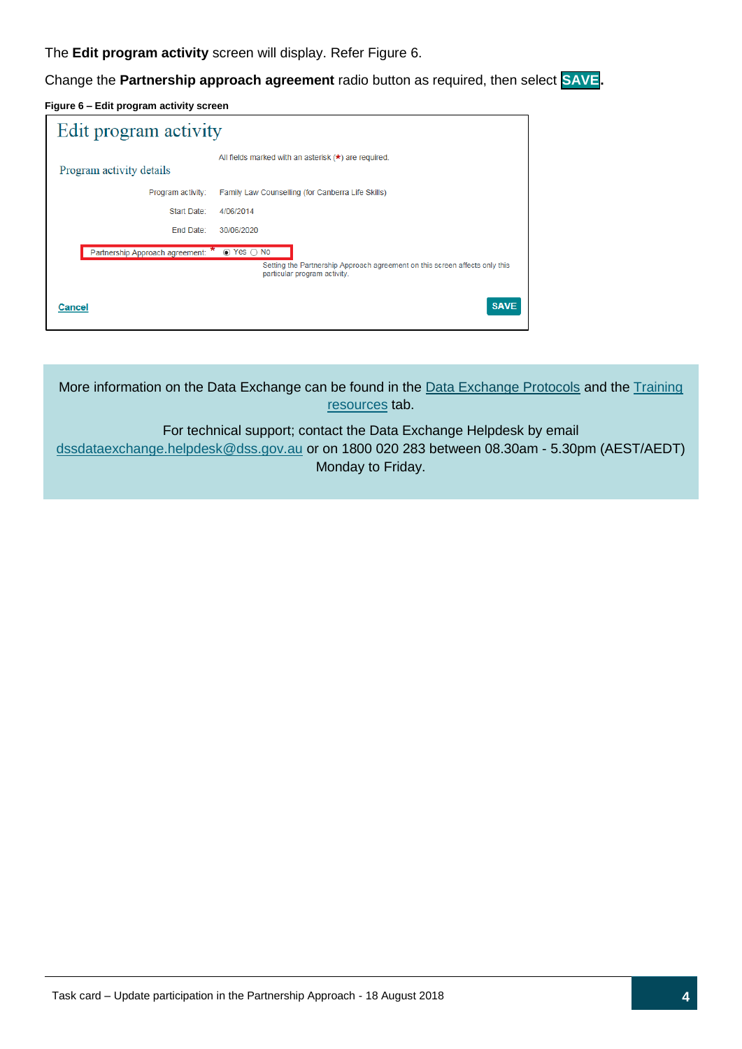The **Edit program activity** screen will display. Refer Figure 6.

Change the **Partnership approach agreement** radio button as required, then select **SAVE**.

**Figure 6 – Edit program activity screen**

Edit program activity

All fields marked with an asterisk (*) are required.

Program activity details

Program activity: Family Law Counselling (for Canberra Life Skills)

Start Date: 4/06/2014

End Date: 30/06/2020

Partnership Approach agreement: * ◉ Yes ○ No

Setting the Partnership Approach agreement on this screen affects only this particular program activity.

Cancel

SAVE

More information on the Data Exchange can be found in the Data Exchange Protocols and the Training resources tab.

For technical support; contact the Data Exchange Helpdesk by email dssdataexchange.helpdesk@dss.gov.au or on 1800 020 283 between 08.30am - 5.30pm (AEST/AEDT) Monday to Friday.